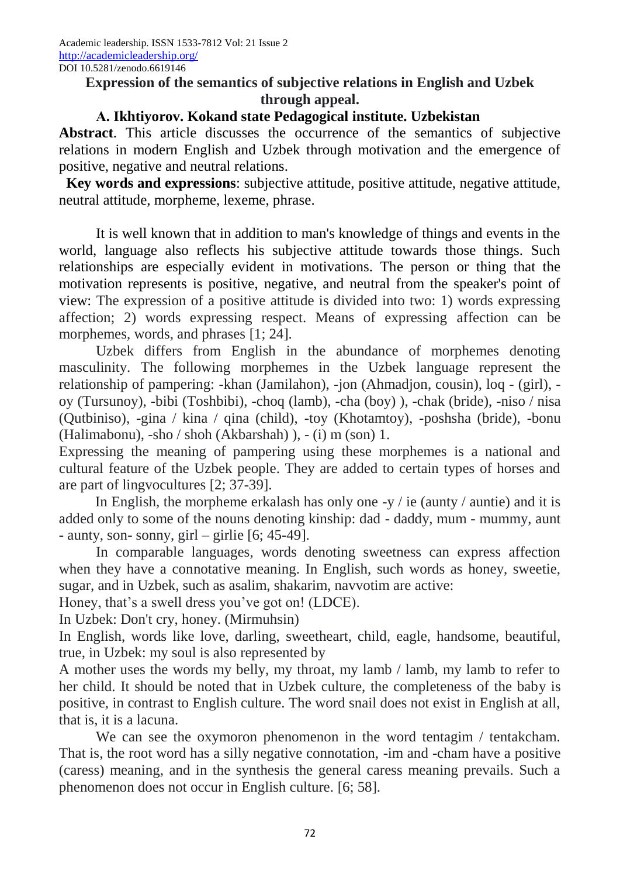Academic leadership. ISSN 1533-7812 Vol: 21 Issue 2
http://academicleadership.org/
DOI 10.5281/zenodo.6619146

# Expression of the semantics of subjective relations in English and Uzbek through appeal.

## A. Ikhtiyorov. Kokand state Pedagogical institute. Uzbekistan

**Abstract**. This article discusses the occurrence of the semantics of subjective relations in modern English and Uzbek through motivation and the emergence of positive, negative and neutral relations.

**Key words and expressions**: subjective attitude, positive attitude, negative attitude, neutral attitude, morpheme, lexeme, phrase.

It is well known that in addition to man's knowledge of things and events in the world, language also reflects his subjective attitude towards those things. Such relationships are especially evident in motivations. The person or thing that the motivation represents is positive, negative, and neutral from the speaker's point of view: The expression of a positive attitude is divided into two: 1) words expressing affection; 2) words expressing respect. Means of expressing affection can be morphemes, words, and phrases [1; 24].

Uzbek differs from English in the abundance of morphemes denoting masculinity. The following morphemes in the Uzbek language represent the relationship of pampering: -khan (Jamilahon), -jon (Ahmadjon, cousin), loq - (girl), -oy (Tursunoy), -bibi (Toshbibi), -choq (lamb), -cha (boy) ), -chak (bride), -niso / nisa (Qutbiniso), -gina / kina / qina (child), -toy (Khotamtoy), -poshsha (bride), -bonu (Halimabonu), -sho / shoh (Akbarshah) ), - (i) m (son) 1.

Expressing the meaning of pampering using these morphemes is a national and cultural feature of the Uzbek people. They are added to certain types of horses and are part of lingvocultures [2; 37-39].

In English, the morpheme erkalash has only one -y / ie (aunty / auntie) and it is added only to some of the nouns denoting kinship: dad - daddy, mum - mummy, aunt - aunty, son- sonny, girl – girlie [6; 45-49].

In comparable languages, words denoting sweetness can express affection when they have a connotative meaning. In English, such words as honey, sweetie, sugar, and in Uzbek, such as asalim, shakarim, navvotim are active:

Honey, that's a swell dress you've got on! (LDCE).

In Uzbek: Don't cry, honey. (Mirmuhsin)

In English, words like love, darling, sweetheart, child, eagle, handsome, beautiful, true, in Uzbek: my soul is also represented by

A mother uses the words my belly, my throat, my lamb / lamb, my lamb to refer to her child. It should be noted that in Uzbek culture, the completeness of the baby is positive, in contrast to English culture. The word snail does not exist in English at all, that is, it is a lacuna.

We can see the oxymoron phenomenon in the word tentagim / tentakcham. That is, the root word has a silly negative connotation, -im and -cham have a positive (caress) meaning, and in the synthesis the general caress meaning prevails. Such a phenomenon does not occur in English culture. [6; 58].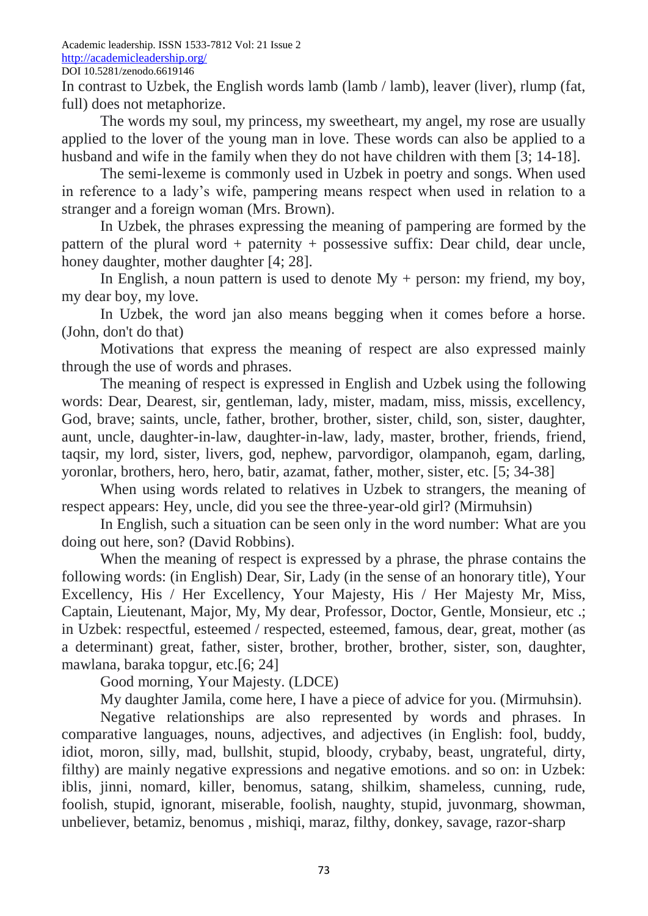In contrast to Uzbek, the English words lamb (lamb / lamb), leaver (liver), rlump (fat, full) does not metaphorize.

The words my soul, my princess, my sweetheart, my angel, my rose are usually applied to the lover of the young man in love. These words can also be applied to a husband and wife in the family when they do not have children with them [3; 14-18].

The semi-lexeme is commonly used in Uzbek in poetry and songs. When used in reference to a lady's wife, pampering means respect when used in relation to a stranger and a foreign woman (Mrs. Brown).

In Uzbek, the phrases expressing the meaning of pampering are formed by the pattern of the plural word + paternity + possessive suffix: Dear child, dear uncle, honey daughter, mother daughter [4; 28].

In English, a noun pattern is used to denote My + person: my friend, my boy, my dear boy, my love.

In Uzbek, the word jan also means begging when it comes before a horse. (John, don't do that)

Motivations that express the meaning of respect are also expressed mainly through the use of words and phrases.

The meaning of respect is expressed in English and Uzbek using the following words: Dear, Dearest, sir, gentleman, lady, mister, madam, miss, missis, excellency, God, brave; saints, uncle, father, brother, brother, sister, child, son, sister, daughter, aunt, uncle, daughter-in-law, daughter-in-law, lady, master, brother, friends, friend, taqsir, my lord, sister, livers, god, nephew, parvordigor, olampanoh, egam, darling, yoronlar, brothers, hero, hero, batir, azamat, father, mother, sister, etc. [5; 34-38]

When using words related to relatives in Uzbek to strangers, the meaning of respect appears: Hey, uncle, did you see the three-year-old girl? (Mirmuhsin)

In English, such a situation can be seen only in the word number: What are you doing out here, son? (David Robbins).

When the meaning of respect is expressed by a phrase, the phrase contains the following words: (in English) Dear, Sir, Lady (in the sense of an honorary title), Your Excellency, His / Her Excellency, Your Majesty, His / Her Majesty Mr, Miss, Captain, Lieutenant, Major, My, My dear, Professor, Doctor, Gentle, Monsieur, etc .; in Uzbek: respectful, esteemed / respected, esteemed, famous, dear, great, mother (as a determinant) great, father, sister, brother, brother, brother, sister, son, daughter, mawlana, baraka topgur, etc.[6; 24]

Good morning, Your Majesty. (LDCE)

My daughter Jamila, come here, I have a piece of advice for you. (Mirmuhsin).

Negative relationships are also represented by words and phrases. In comparative languages, nouns, adjectives, and adjectives (in English: fool, buddy, idiot, moron, silly, mad, bullshit, stupid, bloody, crybaby, beast, ungrateful, dirty, filthy) are mainly negative expressions and negative emotions. and so on: in Uzbek: iblis, jinni, nomard, killer, benomus, satang, shilkim, shameless, cunning, rude, foolish, stupid, ignorant, miserable, foolish, naughty, stupid, juvonmarg, showman, unbeliever, betamiz, benomus , mishiqi, maraz, filthy, donkey, savage, razor-sharp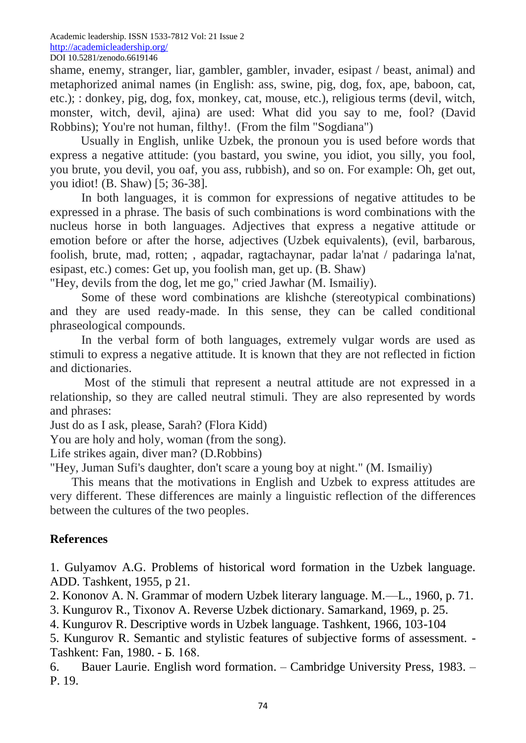shame, enemy, stranger, liar, gambler, gambler, invader, esipast / beast, animal) and metaphorized animal names (in English: ass, swine, pig, dog, fox, ape, baboon, cat, etc.); : donkey, pig, dog, fox, monkey, cat, mouse, etc.), religious terms (devil, witch, monster, witch, devil, ajina) are used: What did you say to me, fool? (David Robbins); You're not human, filthy!. (From the film "Sogdiana")

Usually in English, unlike Uzbek, the pronoun you is used before words that express a negative attitude: (you bastard, you swine, you idiot, you silly, you fool, you brute, you devil, you oaf, you ass, rubbish), and so on. For example: Oh, get out, you idiot! (B. Shaw) [5; 36-38].

In both languages, it is common for expressions of negative attitudes to be expressed in a phrase. The basis of such combinations is word combinations with the nucleus horse in both languages. Adjectives that express a negative attitude or emotion before or after the horse, adjectives (Uzbek equivalents), (evil, barbarous, foolish, brute, mad, rotten; , aqpadar, ragtachaynar, padar la'nat / padaringa la'nat, esipast, etc.) comes: Get up, you foolish man, get up. (B. Shaw)

"Hey, devils from the dog, let me go," cried Jawhar (M. Ismailiy).

Some of these word combinations are klishche (stereotypical combinations) and they are used ready-made. In this sense, they can be called conditional phraseological compounds.

In the verbal form of both languages, extremely vulgar words are used as stimuli to express a negative attitude. It is known that they are not reflected in fiction and dictionaries.

Most of the stimuli that represent a neutral attitude are not expressed in a relationship, so they are called neutral stimuli. They are also represented by words and phrases:

Just do as I ask, please, Sarah? (Flora Kidd)

You are holy and holy, woman (from the song).

Life strikes again, diver man? (D.Robbins)

"Hey, Juman Sufi's daughter, don't scare a young boy at night." (M. Ismailiy)

This means that the motivations in English and Uzbek to express attitudes are very different. These differences are mainly a linguistic reflection of the differences between the cultures of the two peoples.

## References

1. Gulyamov A.G. Problems of historical word formation in the Uzbek language. ADD. Tashkent, 1955, p 21.
2. Kononov A. N. Grammar of modern Uzbek literary language. M.—L., 1960, p. 71.
3. Kungurov R., Tixonov A. Reverse Uzbek dictionary. Samarkand, 1969, p. 25.
4. Kungurov R. Descriptive words in Uzbek language. Tashkent, 1966, 103-104
5. Kungurov R. Semantic and stylistic features of subjective forms of assessment. - Tashkent: Fan, 1980. - Б. 168.
6. Bauer Laurie. English word formation. – Cambridge University Press, 1983. – P. 19.